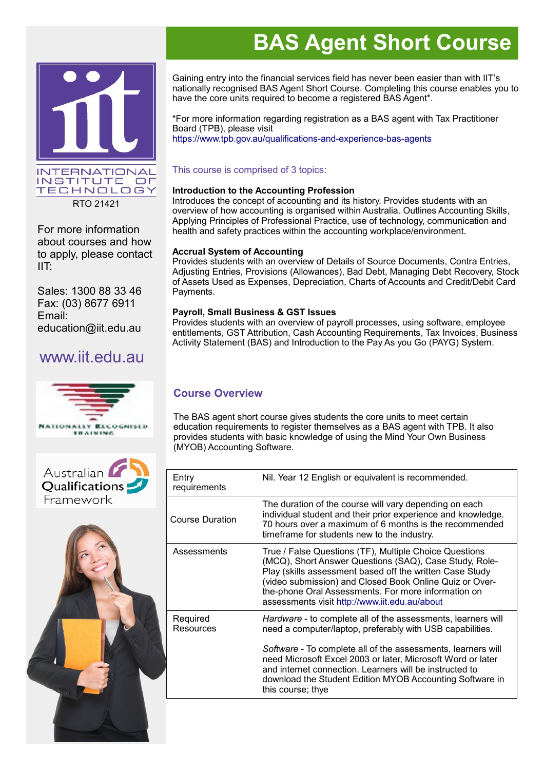# BAS Agent Short Course

INTERNATIONAL INSTITUTE OF TECHNOLOGY

RTO 21421

For more information about courses and how to apply, please contact IIT:

Sales: 1300 88 33 46
Fax: (03) 8677 6911
Email: education@iit.edu.au

www.iit.edu.au

NATIONALLY RECOGNISED TRAINING

Australian Qualifications Framework

Gaining entry into the financial services field has never been easier than with IIT's nationally recognised BAS Agent Short Course. Completing this course enables you to have the core units required to become a registered BAS Agent*.

*For more information regarding registration as a BAS agent with Tax Practitioner Board (TPB), please visit https://www.tpb.gov.au/qualifications-and-experience-bas-agents

This course is comprised of 3 topics:

**Introduction to the Accounting Profession**
Introduces the concept of accounting and its history. Provides students with an overview of how accounting is organised within Australia. Outlines Accounting Skills, Applying Principles of Professional Practice, use of technology, communication and health and safety practices within the accounting workplace/environment.

**Accrual System of Accounting**
Provides students with an overview of Details of Source Documents, Contra Entries, Adjusting Entries, Provisions (Allowances), Bad Debt, Managing Debt Recovery, Stock of Assets Used as Expenses, Depreciation, Charts of Accounts and Credit/Debit Card Payments.

**Payroll, Small Business & GST Issues**
Provides students with an overview of payroll processes, using software, employee entitlements, GST Attribution, Cash Accounting Requirements, Tax Invoices, Business Activity Statement (BAS) and Introduction to the Pay As you Go (PAYG) System.

## Course Overview

The BAS agent short course gives students the core units to meet certain education requirements to register themselves as a BAS agent with TPB. It also provides students with basic knowledge of using the Mind Your Own Business (MYOB) Accounting Software.

| | |
|---|---|
| Entry requirements | Nil. Year 12 English or equivalent is recommended. |
| Course Duration | The duration of the course will vary depending on each individual student and their prior experience and knowledge. 70 hours over a maximum of 6 months is the recommended timeframe for students new to the industry. |
| Assessments | True / False Questions (TF), Multiple Choice Questions (MCQ), Short Answer Questions (SAQ), Case Study, Role-Play (skills assessment based off the written Case Study (video submission) and Closed Book Online Quiz or Over-the-phone Oral Assessments. For more information on assessments visit http://www.iit.edu.au/about |
| Required Resources | *Hardware* - to complete all of the assessments, learners will need a computer/laptop, preferably with USB capabilities.<br><br>*Software* - To complete all of the assessments, learners will need Microsoft Excel 2003 or later, Microsoft Word or later and internet connection. Learners will be instructed to download the Student Edition MYOB Accounting Software in this course; thye |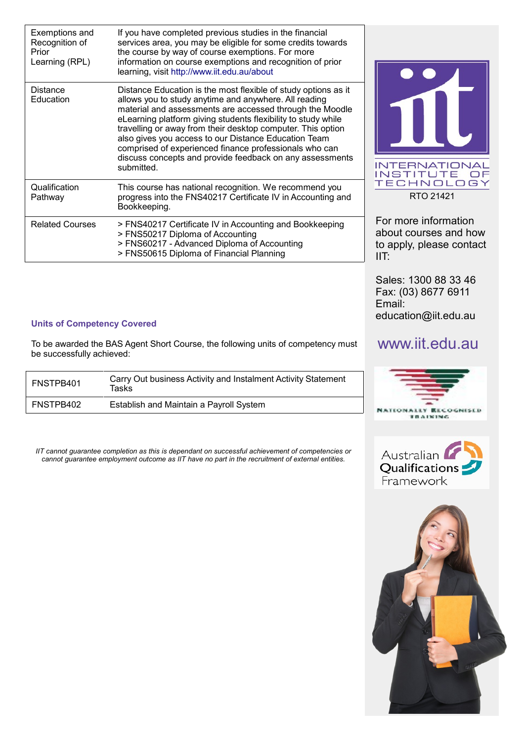| | |
|---|---|
| Exemptions and Recognition of Prior Learning (RPL) | If you have completed previous studies in the financial services area, you may be eligible for some credits towards the course by way of course exemptions. For more information on course exemptions and recognition of prior learning, visit http://www.iit.edu.au/about |
| Distance Education | Distance Education is the most flexible of study options as it allows you to study anytime and anywhere. All reading material and assessments are accessed through the Moodle eLearning platform giving students flexibility to study while travelling or away from their desktop computer. This option also gives you access to our Distance Education Team comprised of experienced finance professionals who can discuss concepts and provide feedback on any assessments submitted. |
| Qualification Pathway | This course has national recognition. We recommend you progress into the FNS40217 Certificate IV in Accounting and Bookkeeping. |
| Related Courses | > FNS40217 Certificate IV in Accounting and Bookkeeping<br>> FNS50217 Diploma of Accounting<br>> FNS60217 - Advanced Diploma of Accounting<br>> FNS50615 Diploma of Financial Planning |

### Units of Competency Covered

To be awarded the BAS Agent Short Course, the following units of competency must be successfully achieved:

| | |
|---|---|
| FNSTPB401 | Carry Out business Activity and Instalment Activity Statement Tasks |
| FNSTPB402 | Establish and Maintain a Payroll System |

*IIT cannot guarantee completion as this is dependant on successful achievement of competencies or cannot guarantee employment outcome as IIT have no part in the recruitment of external entities.*

INTERNATIONAL INSTITUTE OF TECHNOLOGY

RTO 21421

For more information about courses and how to apply, please contact IIT:

Sales: 1300 88 33 46
Fax: (03) 8677 6911
Email: education@iit.edu.au

www.iit.edu.au

NATIONALLY RECOGNISED TRAINING

Australian Qualifications Framework